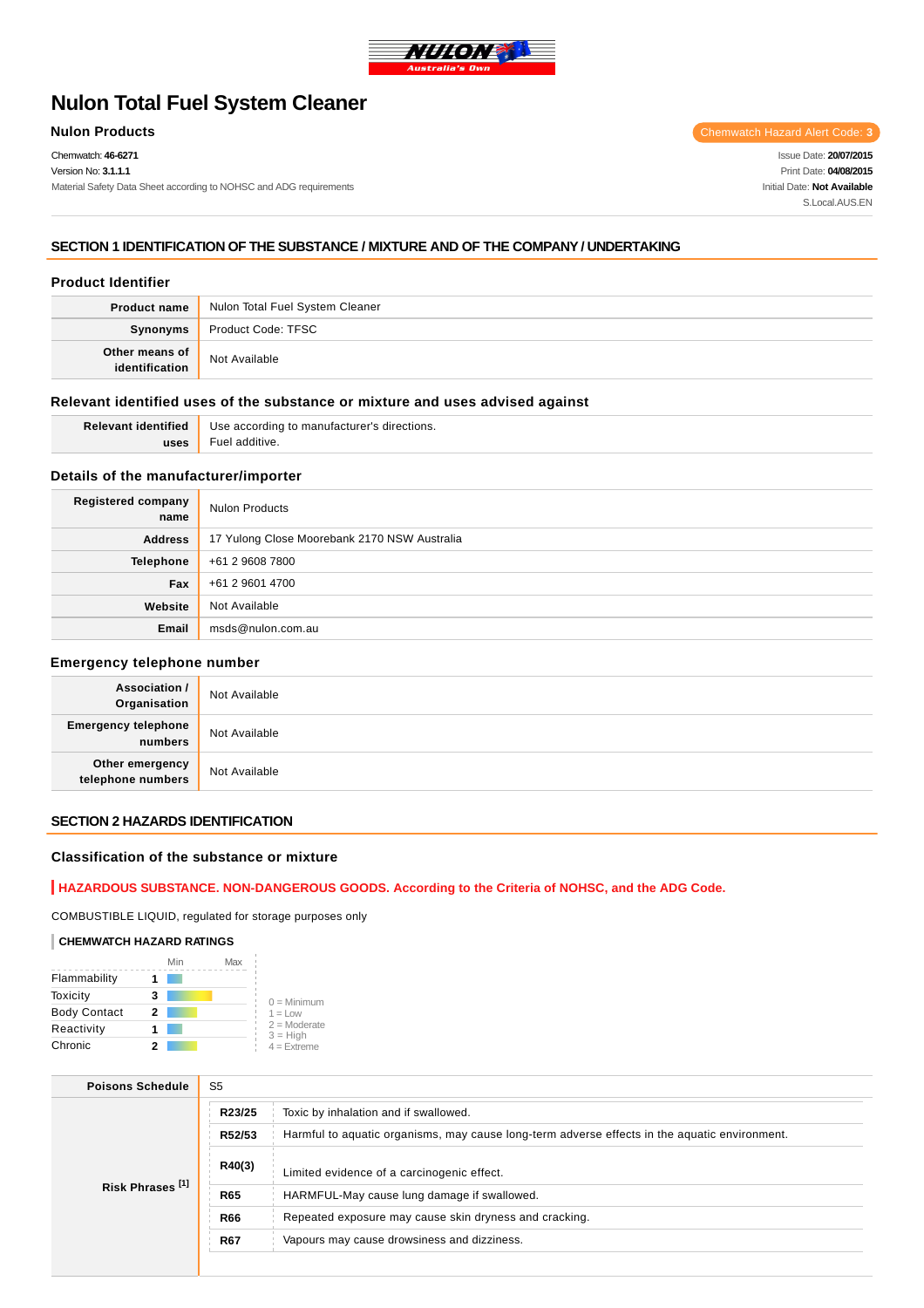# Nulon Total Fuel System Cleaner

**Nulon Products**

Chemwatch Hazard Alert Code: **3**

Chemwatch: **46-6271**
Version No: **3.1.1.1**
Material Safety Data Sheet according to NOHSC and ADG requirements

Issue Date: **20/07/2015**
Print Date: **04/08/2015**
Initial Date: **Not Available**
S.Local.AUS.EN

## SECTION 1 IDENTIFICATION OF THE SUBSTANCE / MIXTURE AND OF THE COMPANY / UNDERTAKING

### Product Identifier

| | |
|---|---|
| **Product name** | Nulon Total Fuel System Cleaner |
| **Synonyms** | Product Code: TFSC |
| **Other means of identification** | Not Available |

### Relevant identified uses of the substance or mixture and uses advised against

| | |
|---|---|
| **Relevant identified uses** | Use according to manufacturer's directions.<br>Fuel additive. |

### Details of the manufacturer/importer

| | |
|---|---|
| **Registered company name** | Nulon Products |
| **Address** | 17 Yulong Close Moorebank 2170 NSW Australia |
| **Telephone** | +61 2 9608 7800 |
| **Fax** | +61 2 9601 4700 |
| **Website** | Not Available |
| **Email** | msds@nulon.com.au |

### Emergency telephone number

| | |
|---|---|
| **Association / Organisation** | Not Available |
| **Emergency telephone numbers** | Not Available |
| **Other emergency telephone numbers** | Not Available |

## SECTION 2 HAZARDS IDENTIFICATION

### Classification of the substance or mixture

**HAZARDOUS SUBSTANCE. NON-DANGEROUS GOODS. According to the Criteria of NOHSC, and the ADG Code.**

COMBUSTIBLE LIQUID, regulated for storage purposes only

**CHEMWATCH HAZARD RATINGS**

| | Rating |
|---|---|
| Flammability | 1 |
| Toxicity | 3 |
| Body Contact | 2 |
| Reactivity | 1 |
| Chronic | 2 |

0 = Minimum
1 = Low
2 = Moderate
3 = High
4 = Extreme

| | | |
|---|---|---|
| **Poisons Schedule** | S5 | |
| **Risk Phrases [1]** | **R23/25** | Toxic by inhalation and if swallowed. |
| | **R52/53** | Harmful to aquatic organisms, may cause long-term adverse effects in the aquatic environment. |
| | **R40(3)** | Limited evidence of a carcinogenic effect. |
| | **R65** | HARMFUL-May cause lung damage if swallowed. |
| | **R66** | Repeated exposure may cause skin dryness and cracking. |
| | **R67** | Vapours may cause drowsiness and dizziness. |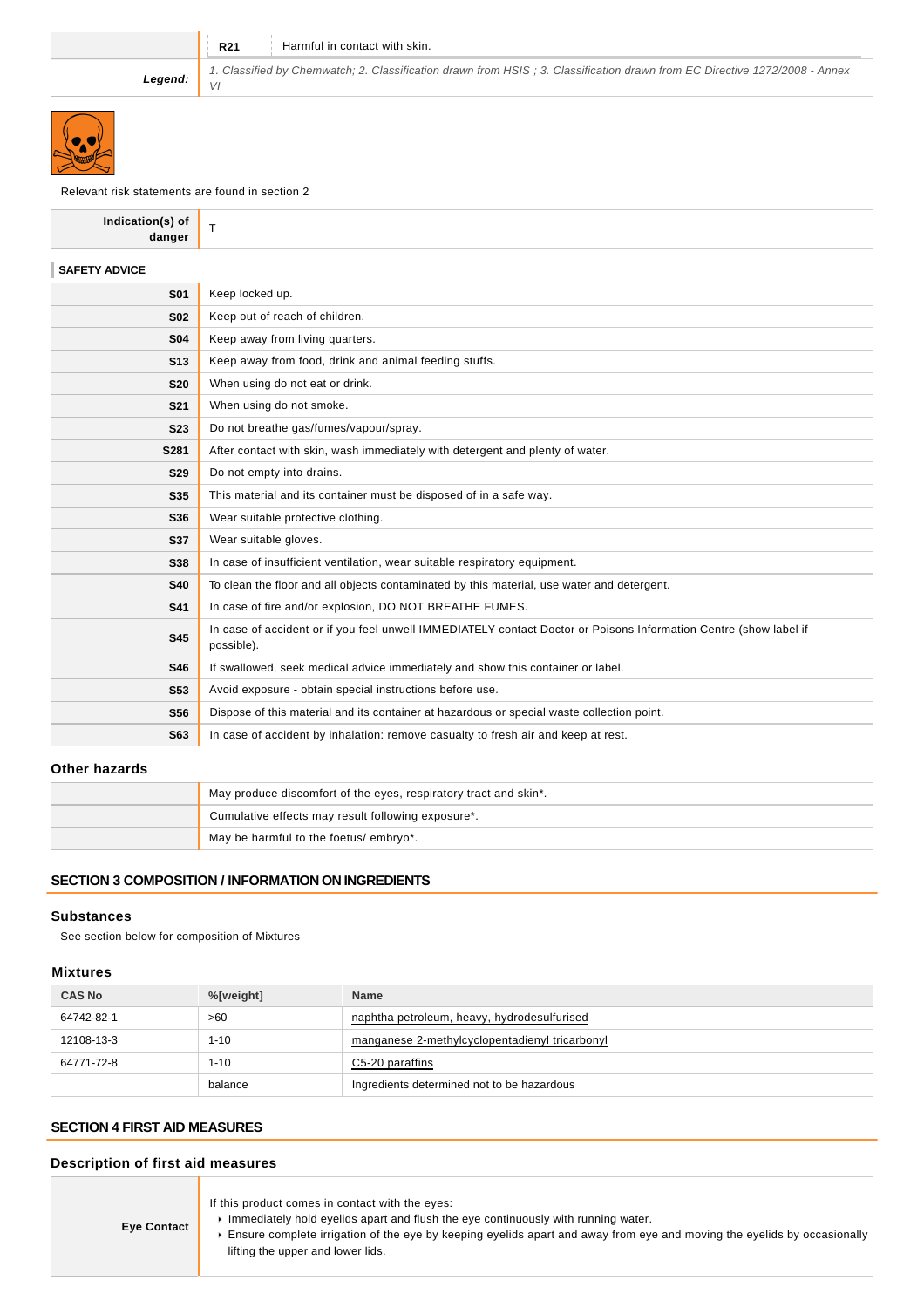| | | |
|---|---|---|
| | R21 | Harmful in contact with skin. |
| **Legend:** | *1. Classified by Chemwatch; 2. Classification drawn from HSIS ; 3. Classification drawn from EC Directive 1272/2008 - Annex VI* | |

Relevant risk statements are found in section 2

| | |
|---|---|
| **Indication(s) of danger** | T |

**SAFETY ADVICE**

| | |
|---|---|
| **S01** | Keep locked up. |
| **S02** | Keep out of reach of children. |
| **S04** | Keep away from living quarters. |
| **S13** | Keep away from food, drink and animal feeding stuffs. |
| **S20** | When using do not eat or drink. |
| **S21** | When using do not smoke. |
| **S23** | Do not breathe gas/fumes/vapour/spray. |
| **S281** | After contact with skin, wash immediately with detergent and plenty of water. |
| **S29** | Do not empty into drains. |
| **S35** | This material and its container must be disposed of in a safe way. |
| **S36** | Wear suitable protective clothing. |
| **S37** | Wear suitable gloves. |
| **S38** | In case of insufficient ventilation, wear suitable respiratory equipment. |
| **S40** | To clean the floor and all objects contaminated by this material, use water and detergent. |
| **S41** | In case of fire and/or explosion, DO NOT BREATHE FUMES. |
| **S45** | In case of accident or if you feel unwell IMMEDIATELY contact Doctor or Poisons Information Centre (show label if possible). |
| **S46** | If swallowed, seek medical advice immediately and show this container or label. |
| **S53** | Avoid exposure - obtain special instructions before use. |
| **S56** | Dispose of this material and its container at hazardous or special waste collection point. |
| **S63** | In case of accident by inhalation: remove casualty to fresh air and keep at rest. |

### Other hazards

| | |
|---|---|
| | May produce discomfort of the eyes, respiratory tract and skin*. |
| | Cumulative effects may result following exposure*. |
| | May be harmful to the foetus/ embryo*. |

## SECTION 3 COMPOSITION / INFORMATION ON INGREDIENTS

### Substances

See section below for composition of Mixtures

### Mixtures

| CAS No | %[weight] | Name |
|---|---|---|
| 64742-82-1 | >60 | naphtha petroleum, heavy, hydrodesulfurised |
| 12108-13-3 | 1-10 | manganese 2-methylcyclopentadienyl tricarbonyl |
| 64771-72-8 | 1-10 | C5-20 paraffins |
| | balance | Ingredients determined not to be hazardous |

## SECTION 4 FIRST AID MEASURES

### Description of first aid measures

| | |
|---|---|
| **Eye Contact** | If this product comes in contact with the eyes:<br>- Immediately hold eyelids apart and flush the eye continuously with running water.<br>- Ensure complete irrigation of the eye by keeping eyelids apart and away from eye and moving the eyelids by occasionally lifting the upper and lower lids. |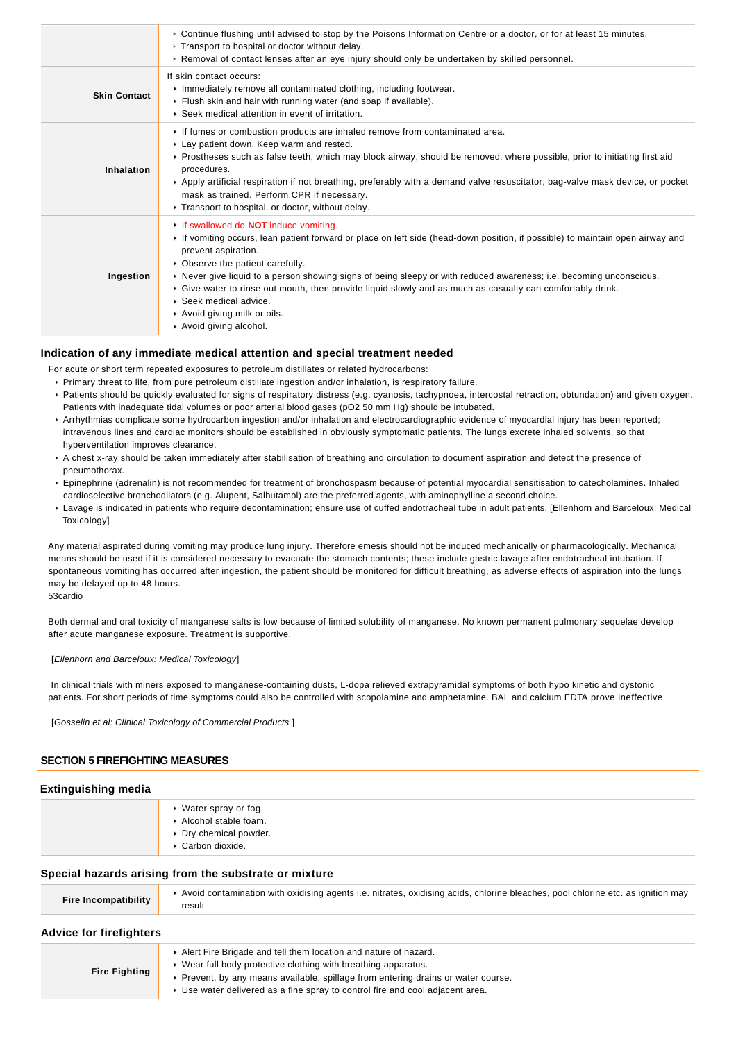|  |  |
|---|---|
|  | ▸ Continue flushing until advised to stop by the Poisons Information Centre or a doctor, or for at least 15 minutes.<br>▸ Transport to hospital or doctor without delay.<br>▸ Removal of contact lenses after an eye injury should only be undertaken by skilled personnel. |
| **Skin Contact** | If skin contact occurs:<br>▸ Immediately remove all contaminated clothing, including footwear.<br>▸ Flush skin and hair with running water (and soap if available).<br>▸ Seek medical attention in event of irritation. |
| **Inhalation** | ▸ If fumes or combustion products are inhaled remove from contaminated area.<br>▸ Lay patient down. Keep warm and rested.<br>▸ Prostheses such as false teeth, which may block airway, should be removed, where possible, prior to initiating first aid procedures.<br>▸ Apply artificial respiration if not breathing, preferably with a demand valve resuscitator, bag-valve mask device, or pocket mask as trained. Perform CPR if necessary.<br>▸ Transport to hospital, or doctor, without delay. |
| **Ingestion** | ▸ If swallowed do **NOT** induce vomiting.<br>▸ If vomiting occurs, lean patient forward or place on left side (head-down position, if possible) to maintain open airway and prevent aspiration.<br>▸ Observe the patient carefully.<br>▸ Never give liquid to a person showing signs of being sleepy or with reduced awareness; i.e. becoming unconscious.<br>▸ Give water to rinse out mouth, then provide liquid slowly and as much as casualty can comfortably drink.<br>▸ Seek medical advice.<br>▸ Avoid giving milk or oils.<br>▸ Avoid giving alcohol. |

### Indication of any immediate medical attention and special treatment needed

For acute or short term repeated exposures to petroleum distillates or related hydrocarbons:

- Primary threat to life, from pure petroleum distillate ingestion and/or inhalation, is respiratory failure.
- Patients should be quickly evaluated for signs of respiratory distress (e.g. cyanosis, tachypnoea, intercostal retraction, obtundation) and given oxygen. Patients with inadequate tidal volumes or poor arterial blood gases (pO2 50 mm Hg) should be intubated.
- Arrhythmias complicate some hydrocarbon ingestion and/or inhalation and electrocardiographic evidence of myocardial injury has been reported; intravenous lines and cardiac monitors should be established in obviously symptomatic patients. The lungs excrete inhaled solvents, so that hyperventilation improves clearance.
- A chest x-ray should be taken immediately after stabilisation of breathing and circulation to document aspiration and detect the presence of pneumothorax.
- Epinephrine (adrenalin) is not recommended for treatment of bronchospasm because of potential myocardial sensitisation to catecholamines. Inhaled cardioselective bronchodilators (e.g. Alupent, Salbutamol) are the preferred agents, with aminophylline a second choice.
- Lavage is indicated in patients who require decontamination; ensure use of cuffed endotracheal tube in adult patients. [Ellenhorn and Barceloux: Medical Toxicology]

Any material aspirated during vomiting may produce lung injury. Therefore emesis should not be induced mechanically or pharmacologically. Mechanical means should be used if it is considered necessary to evacuate the stomach contents; these include gastric lavage after endotracheal intubation. If spontaneous vomiting has occurred after ingestion, the patient should be monitored for difficult breathing, as adverse effects of aspiration into the lungs may be delayed up to 48 hours.
53cardio

Both dermal and oral toxicity of manganese salts is low because of limited solubility of manganese. No known permanent pulmonary sequelae develop after acute manganese exposure. Treatment is supportive.

[*Ellenhorn and Barceloux: Medical Toxicology*]

In clinical trials with miners exposed to manganese-containing dusts, L-dopa relieved extrapyramidal symptoms of both hypo kinetic and dystonic patients. For short periods of time symptoms could also be controlled with scopolamine and amphetamine. BAL and calcium EDTA prove ineffective.

[*Gosselin et al: Clinical Toxicology of Commercial Products.*]

## SECTION 5 FIREFIGHTING MEASURES

### Extinguishing media

|  |  |
|---|---|
|  | ▸ Water spray or fog.<br>▸ Alcohol stable foam.<br>▸ Dry chemical powder.<br>▸ Carbon dioxide. |

### Special hazards arising from the substrate or mixture

|  |  |
|---|---|
| **Fire Incompatibility** | ▸ Avoid contamination with oxidising agents i.e. nitrates, oxidising acids, chlorine bleaches, pool chlorine etc. as ignition may result |

### Advice for firefighters

|  |  |
|---|---|
| **Fire Fighting** | ▸ Alert Fire Brigade and tell them location and nature of hazard.<br>▸ Wear full body protective clothing with breathing apparatus.<br>▸ Prevent, by any means available, spillage from entering drains or water course.<br>▸ Use water delivered as a fine spray to control fire and cool adjacent area. |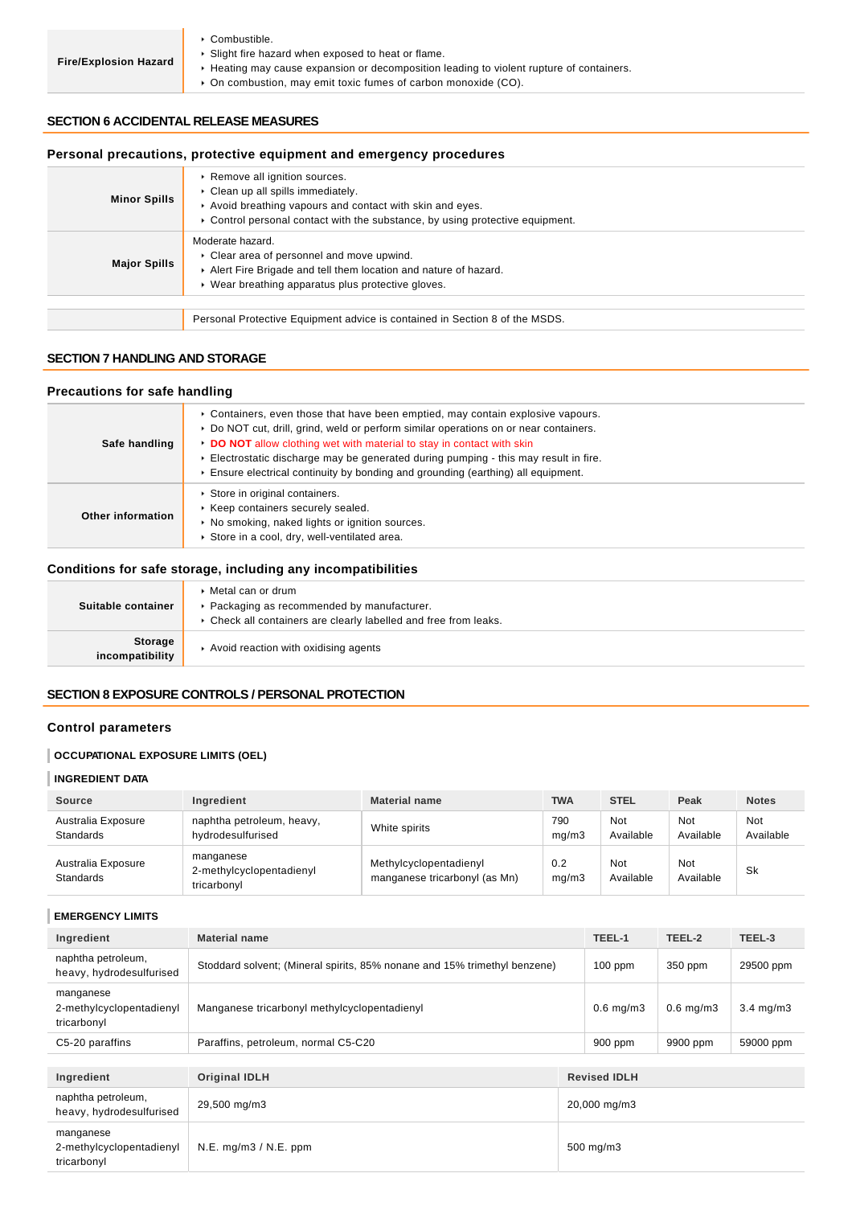| Fire/Explosion Hazard | ▸ Combustible.<br>▸ Slight fire hazard when exposed to heat or flame.<br>▸ Heating may cause expansion or decomposition leading to violent rupture of containers.<br>▸ On combustion, may emit toxic fumes of carbon monoxide (CO). |
|---|---|

## SECTION 6 ACCIDENTAL RELEASE MEASURES

### Personal precautions, protective equipment and emergency procedures

| | |
|---|---|
| **Minor Spills** | ▸ Remove all ignition sources.<br>▸ Clean up all spills immediately.<br>▸ Avoid breathing vapours and contact with skin and eyes.<br>▸ Control personal contact with the substance, by using protective equipment. |
| **Major Spills** | Moderate hazard.<br>▸ Clear area of personnel and move upwind.<br>▸ Alert Fire Brigade and tell them location and nature of hazard.<br>▸ Wear breathing apparatus plus protective gloves. |

| | |
|---|---|
| | Personal Protective Equipment advice is contained in Section 8 of the MSDS. |

## SECTION 7 HANDLING AND STORAGE

### Precautions for safe handling

| | |
|---|---|
| **Safe handling** | ▸ Containers, even those that have been emptied, may contain explosive vapours.<br>▸ Do NOT cut, drill, grind, weld or perform similar operations on or near containers.<br>▸ **DO NOT** allow clothing wet with material to stay in contact with skin<br>▸ Electrostatic discharge may be generated during pumping - this may result in fire.<br>▸ Ensure electrical continuity by bonding and grounding (earthing) all equipment. |
| **Other information** | ▸ Store in original containers.<br>▸ Keep containers securely sealed.<br>▸ No smoking, naked lights or ignition sources.<br>▸ Store in a cool, dry, well-ventilated area. |

### Conditions for safe storage, including any incompatibilities

| | |
|---|---|
| **Suitable container** | ▸ Metal can or drum<br>▸ Packaging as recommended by manufacturer.<br>▸ Check all containers are clearly labelled and free from leaks. |
| **Storage incompatibility** | ▸ Avoid reaction with oxidising agents |

## SECTION 8 EXPOSURE CONTROLS / PERSONAL PROTECTION

### Control parameters

#### OCCUPATIONAL EXPOSURE LIMITS (OEL)

#### INGREDIENT DATA

| Source | Ingredient | Material name | TWA | STEL | Peak | Notes |
|---|---|---|---|---|---|---|
| Australia Exposure Standards | naphtha petroleum, heavy, hydrodesulfurised | White spirits | 790 mg/m3 | Not Available | Not Available | Not Available |
| Australia Exposure Standards | manganese 2-methylcyclopentadienyl tricarbonyl | Methylcyclopentadienyl manganese tricarbonyl (as Mn) | 0.2 mg/m3 | Not Available | Not Available | Sk |

#### EMERGENCY LIMITS

| Ingredient | Material name | TEEL-1 | TEEL-2 | TEEL-3 |
|---|---|---|---|---|
| naphtha petroleum, heavy, hydrodesulfurised | Stoddard solvent; (Mineral spirits, 85% nonane and 15% trimethyl benzene) | 100 ppm | 350 ppm | 29500 ppm |
| manganese 2-methylcyclopentadienyl tricarbonyl | Manganese tricarbonyl methylcyclopentadienyl | 0.6 mg/m3 | 0.6 mg/m3 | 3.4 mg/m3 |
| C5-20 paraffins | Paraffins, petroleum, normal C5-C20 | 900 ppm | 9900 ppm | 59000 ppm |

| Ingredient | Original IDLH | Revised IDLH |
|---|---|---|
| naphtha petroleum, heavy, hydrodesulfurised | 29,500 mg/m3 | 20,000 mg/m3 |
| manganese 2-methylcyclopentadienyl tricarbonyl | N.E. mg/m3 / N.E. ppm | 500 mg/m3 |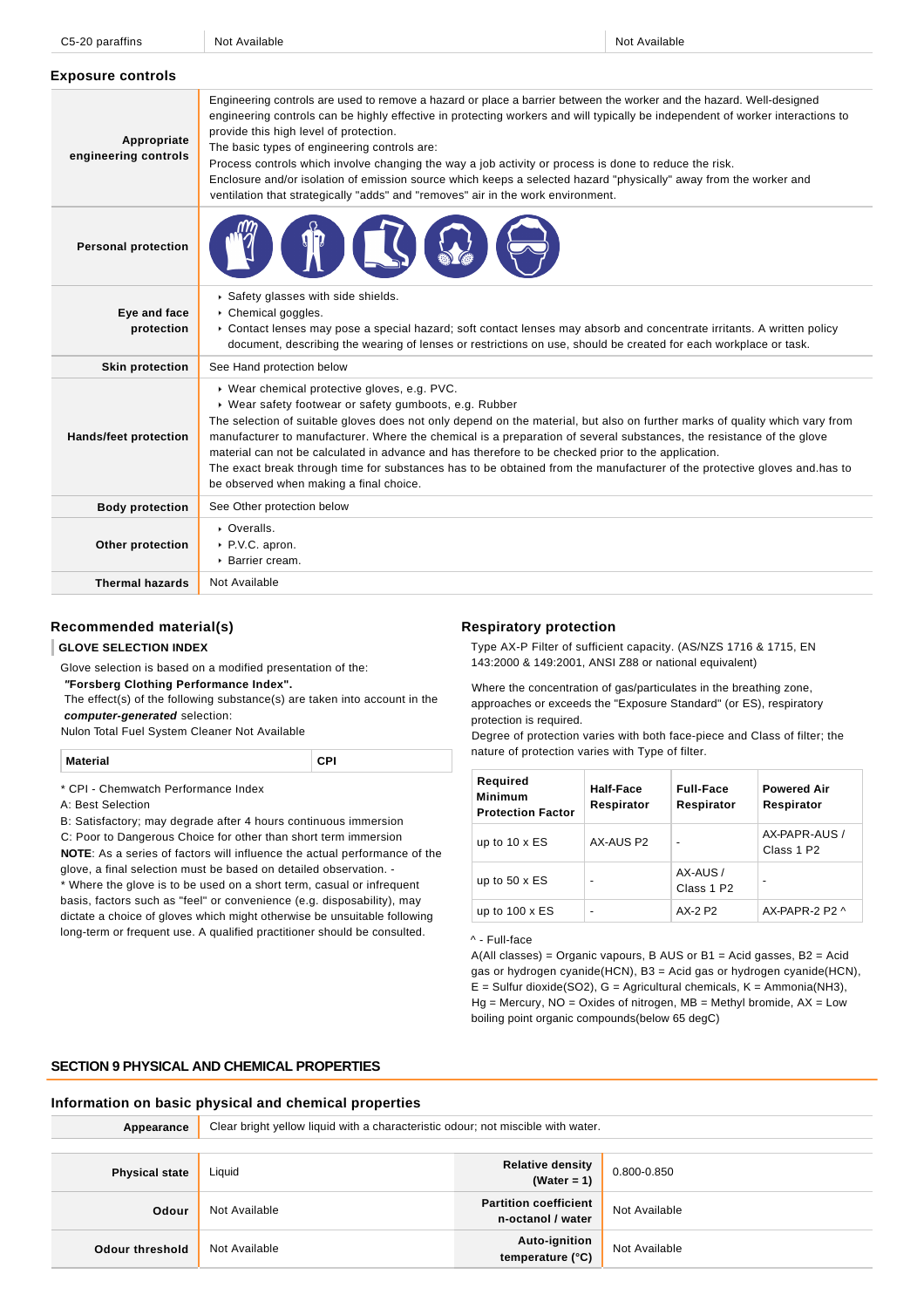| C5-20 paraffins | Not Available | Not Available |
|---|---|---|

### Exposure controls

| | |
|---|---|
| **Appropriate engineering controls** | Engineering controls are used to remove a hazard or place a barrier between the worker and the hazard. Well-designed engineering controls can be highly effective in protecting workers and will typically be independent of worker interactions to provide this high level of protection. The basic types of engineering controls are: Process controls which involve changing the way a job activity or process is done to reduce the risk. Enclosure and/or isolation of emission source which keeps a selected hazard "physically" away from the worker and ventilation that strategically "adds" and "removes" air in the work environment. |
| **Personal protection** | |
| **Eye and face protection** | ▸ Safety glasses with side shields. ▸ Chemical goggles. ▸ Contact lenses may pose a special hazard; soft contact lenses may absorb and concentrate irritants. A written policy document, describing the wearing of lenses or restrictions on use, should be created for each workplace or task. |
| **Skin protection** | See Hand protection below |
| **Hands/feet protection** | ▸ Wear chemical protective gloves, e.g. PVC. ▸ Wear safety footwear or safety gumboots, e.g. Rubber The selection of suitable gloves does not only depend on the material, but also on further marks of quality which vary from manufacturer to manufacturer. Where the chemical is a preparation of several substances, the resistance of the glove material can not be calculated in advance and has therefore to be checked prior to the application. The exact break through time for substances has to be obtained from the manufacturer of the protective gloves and.has to be observed when making a final choice. |
| **Body protection** | See Other protection below |
| **Other protection** | ▸ Overalls. ▸ P.V.C. apron. ▸ Barrier cream. |
| **Thermal hazards** | Not Available |

### Recommended material(s)

**GLOVE SELECTION INDEX**

Glove selection is based on a modified presentation of the:
***"Forsberg Clothing Performance Index".***
The effect(s) of the following substance(s) are taken into account in the ***computer-generated*** selection:
Nulon Total Fuel System Cleaner Not Available

| Material | CPI |
|---|---|

\* CPI - Chemwatch Performance Index
A: Best Selection
B: Satisfactory; may degrade after 4 hours continuous immersion
C: Poor to Dangerous Choice for other than short term immersion
**NOTE**: As a series of factors will influence the actual performance of the glove, a final selection must be based on detailed observation. -
\* Where the glove is to be used on a short term, casual or infrequent basis, factors such as "feel" or convenience (e.g. disposability), may dictate a choice of gloves which might otherwise be unsuitable following long-term or frequent use. A qualified practitioner should be consulted.

### Respiratory protection

Type AX-P Filter of sufficient capacity. (AS/NZS 1716 & 1715, EN 143:2000 & 149:2001, ANSI Z88 or national equivalent)

Where the concentration of gas/particulates in the breathing zone, approaches or exceeds the "Exposure Standard" (or ES), respiratory protection is required.
Degree of protection varies with both face-piece and Class of filter; the nature of protection varies with Type of filter.

| Required Minimum Protection Factor | Half-Face Respirator | Full-Face Respirator | Powered Air Respirator |
|---|---|---|---|
| up to 10 x ES | AX-AUS P2 | - | AX-PAPR-AUS / Class 1 P2 |
| up to 50 x ES | - | AX-AUS / Class 1 P2 | - |
| up to 100 x ES | - | AX-2 P2 | AX-PAPR-2 P2 ^ |

^ - Full-face
A(All classes) = Organic vapours, B AUS or B1 = Acid gasses, B2 = Acid gas or hydrogen cyanide(HCN), B3 = Acid gas or hydrogen cyanide(HCN), E = Sulfur dioxide($SO_2$), G = Agricultural chemicals, K = Ammonia($NH_3$), Hg = Mercury, NO = Oxides of nitrogen, MB = Methyl bromide, AX = Low boiling point organic compounds(below 65 degC)

## SECTION 9 PHYSICAL AND CHEMICAL PROPERTIES

### Information on basic physical and chemical properties

| **Appearance** | Clear bright yellow liquid with a characteristic odour; not miscible with water. | | |
|---|---|---|---|
| **Physical state** | Liquid | **Relative density (Water = 1)** | 0.800-0.850 |
| **Odour** | Not Available | **Partition coefficient n-octanol / water** | Not Available |
| **Odour threshold** | Not Available | **Auto-ignition temperature (°C)** | Not Available |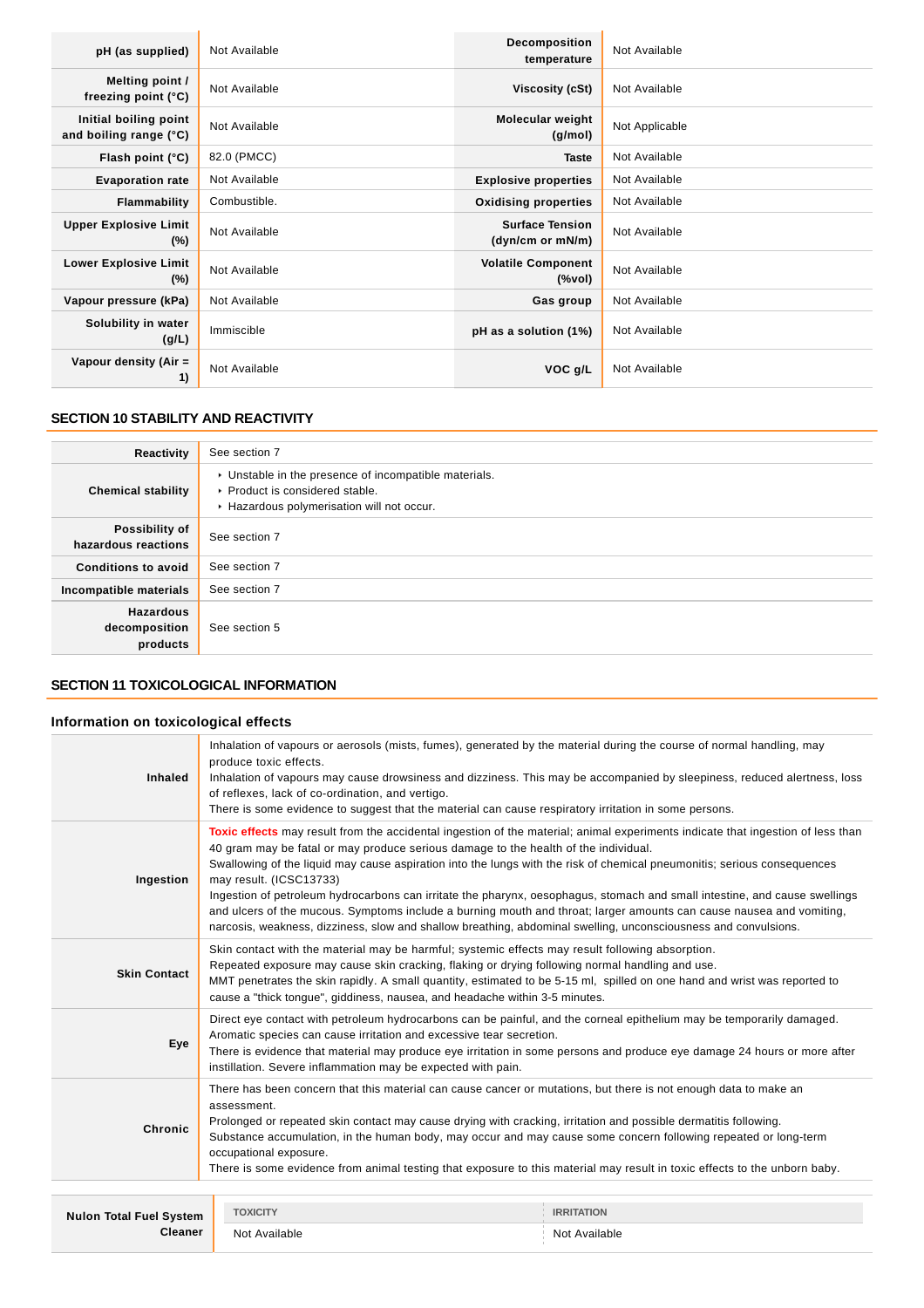| pH (as supplied) | Not Available | Decomposition temperature | Not Available |
|---|---|---|---|
| Melting point / freezing point (°C) | Not Available | Viscosity (cSt) | Not Available |
| Initial boiling point and boiling range (°C) | Not Available | Molecular weight (g/mol) | Not Applicable |
| Flash point (°C) | 82.0 (PMCC) | Taste | Not Available |
| Evaporation rate | Not Available | Explosive properties | Not Available |
| Flammability | Combustible. | Oxidising properties | Not Available |
| Upper Explosive Limit (%) | Not Available | Surface Tension (dyn/cm or mN/m) | Not Available |
| Lower Explosive Limit (%) | Not Available | Volatile Component (%vol) | Not Available |
| Vapour pressure (kPa) | Not Available | Gas group | Not Available |
| Solubility in water (g/L) | Immiscible | pH as a solution (1%) | Not Available |
| Vapour density (Air = 1) | Not Available | VOC g/L | Not Available |

## SECTION 10 STABILITY AND REACTIVITY

| | |
|---|---|
| Reactivity | See section 7 |
| Chemical stability | ‣ Unstable in the presence of incompatible materials.<br>‣ Product is considered stable.<br>‣ Hazardous polymerisation will not occur. |
| Possibility of hazardous reactions | See section 7 |
| Conditions to avoid | See section 7 |
| Incompatible materials | See section 7 |
| Hazardous decomposition products | See section 5 |

## SECTION 11 TOXICOLOGICAL INFORMATION

### Information on toxicological effects

| | |
|---|---|
| Inhaled | Inhalation of vapours or aerosols (mists, fumes), generated by the material during the course of normal handling, may produce toxic effects.<br>Inhalation of vapours may cause drowsiness and dizziness. This may be accompanied by sleepiness, reduced alertness, loss of reflexes, lack of co-ordination, and vertigo.<br>There is some evidence to suggest that the material can cause respiratory irritation in some persons. |
| Ingestion | Toxic effects may result from the accidental ingestion of the material; animal experiments indicate that ingestion of less than 40 gram may be fatal or may produce serious damage to the health of the individual.<br>Swallowing of the liquid may cause aspiration into the lungs with the risk of chemical pneumonitis; serious consequences may result. (ICSC13733)<br>Ingestion of petroleum hydrocarbons can irritate the pharynx, oesophagus, stomach and small intestine, and cause swellings and ulcers of the mucous. Symptoms include a burning mouth and throat; larger amounts can cause nausea and vomiting, narcosis, weakness, dizziness, slow and shallow breathing, abdominal swelling, unconsciousness and convulsions. |
| Skin Contact | Skin contact with the material may be harmful; systemic effects may result following absorption.<br>Repeated exposure may cause skin cracking, flaking or drying following normal handling and use.<br>MMT penetrates the skin rapidly. A small quantity, estimated to be 5-15 ml, spilled on one hand and wrist was reported to cause a "thick tongue", giddiness, nausea, and headache within 3-5 minutes. |
| Eye | Direct eye contact with petroleum hydrocarbons can be painful, and the corneal epithelium may be temporarily damaged. Aromatic species can cause irritation and excessive tear secretion.<br>There is evidence that material may produce eye irritation in some persons and produce eye damage 24 hours or more after instillation. Severe inflammation may be expected with pain. |
| Chronic | There has been concern that this material can cause cancer or mutations, but there is not enough data to make an assessment.<br>Prolonged or repeated skin contact may cause drying with cracking, irritation and possible dermatitis following.<br>Substance accumulation, in the human body, may occur and may cause some concern following repeated or long-term occupational exposure.<br>There is some evidence from animal testing that exposure to this material may result in toxic effects to the unborn baby. |

| Nulon Total Fuel System Cleaner | TOXICITY | IRRITATION |
|---|---|---|
| | Not Available | Not Available |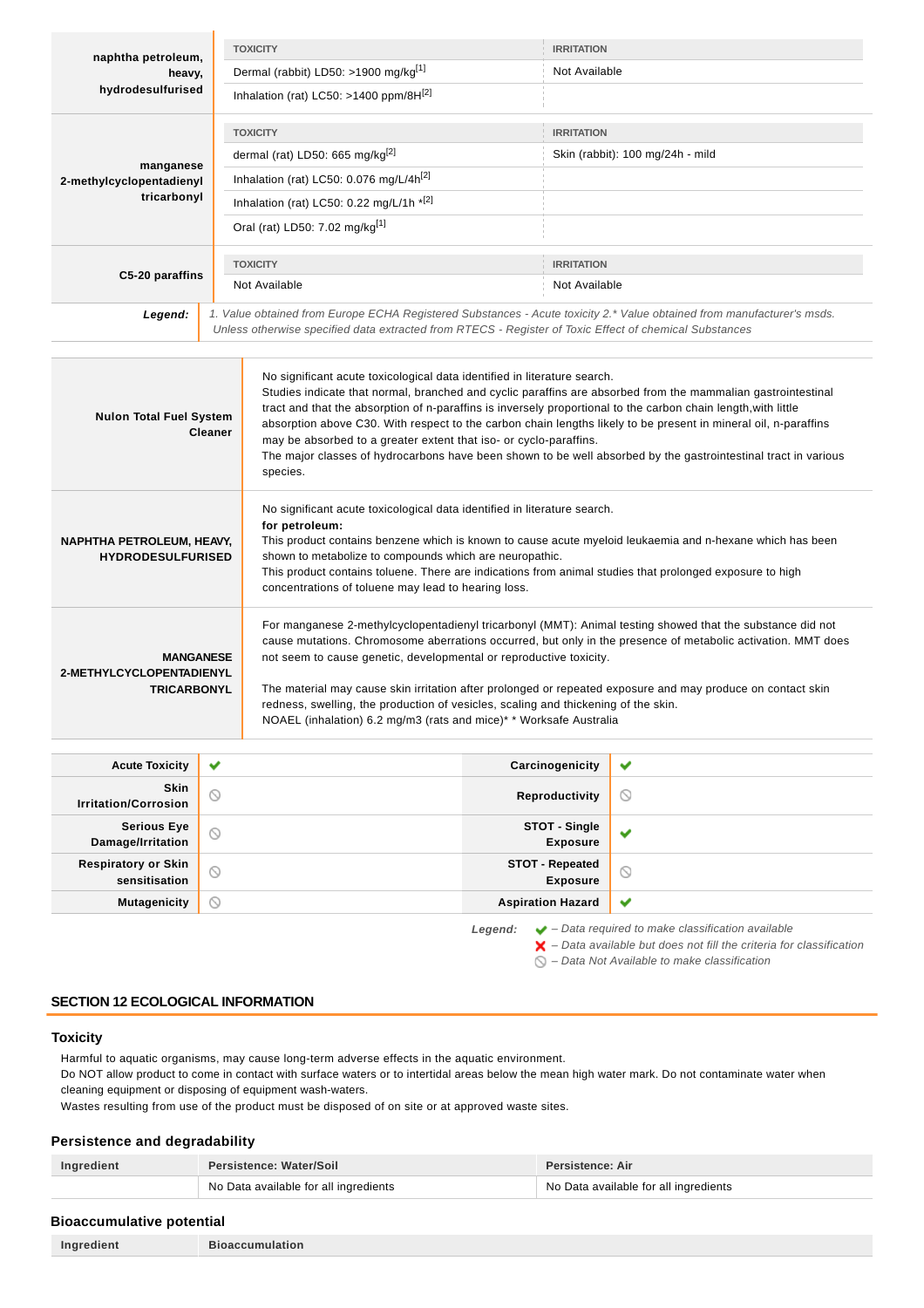| naphtha petroleum, heavy, hydrodesulfurised | TOXICITY | IRRITATION |
|---|---|---|
| | Dermal (rabbit) LD50: >1900 mg/kg[1] | Not Available |
| | Inhalation (rat) LC50: >1400 ppm/8H[2] | |

| manganese 2-methylcyclopentadienyl tricarbonyl | TOXICITY | IRRITATION |
|---|---|---|
| | dermal (rat) LD50: 665 mg/kg[2] | Skin (rabbit): 100 mg/24h - mild |
| | Inhalation (rat) LC50: 0.076 mg/L/4h[2] | |
| | Inhalation (rat) LC50: 0.22 mg/L/1h *[2] | |
| | Oral (rat) LD50: 7.02 mg/kg[1] | |

| C5-20 paraffins | TOXICITY | IRRITATION |
|---|---|---|
| | Not Available | Not Available |

***Legend:*** *1. Value obtained from Europe ECHA Registered Substances - Acute toxicity 2.* Value obtained from manufacturer's msds. Unless otherwise specified data extracted from RTECS - Register of Toxic Effect of chemical Substances*

| | |
|---|---|
| **Nulon Total Fuel System Cleaner** | No significant acute toxicological data identified in literature search.<br>Studies indicate that normal, branched and cyclic paraffins are absorbed from the mammalian gastrointestinal tract and that the absorption of n-paraffins is inversely proportional to the carbon chain length,with little absorption above C30. With respect to the carbon chain lengths likely to be present in mineral oil, n-paraffins may be absorbed to a greater extent that iso- or cyclo-paraffins.<br>The major classes of hydrocarbons have been shown to be well absorbed by the gastrointestinal tract in various species. |
| **NAPHTHA PETROLEUM, HEAVY, HYDRODESULFURISED** | No significant acute toxicological data identified in literature search.<br>**for petroleum:**<br>This product contains benzene which is known to cause acute myeloid leukaemia and n-hexane which has been shown to metabolize to compounds which are neuropathic.<br>This product contains toluene. There are indications from animal studies that prolonged exposure to high concentrations of toluene may lead to hearing loss. |
| **MANGANESE 2-METHYLCYCLOPENTADIENYL TRICARBONYL** | For manganese 2-methylcyclopentadienyl tricarbonyl (MMT): Animal testing showed that the substance did not cause mutations. Chromosome aberrations occurred, but only in the presence of metabolic activation. MMT does not seem to cause genetic, developmental or reproductive toxicity.<br><br>The material may cause skin irritation after prolonged or repeated exposure and may produce on contact skin redness, swelling, the production of vesicles, scaling and thickening of the skin.<br>NOAEL (inhalation) 6.2 mg/m3 (rats and mice)* * Worksafe Australia |

| | | | |
|---|---|---|---|
| **Acute Toxicity** | ✔ | **Carcinogenicity** | ✔ |
| **Skin Irritation/Corrosion** | ⃠ | **Reproductivity** | ⃠ |
| **Serious Eye Damage/Irritation** | ⃠ | **STOT - Single Exposure** | ✔ |
| **Respiratory or Skin sensitisation** | ⃠ | **STOT - Repeated Exposure** | ⃠ |
| **Mutagenicity** | ⃠ | **Aspiration Hazard** | ✔ |

***Legend:***
- ✔ *– Data required to make classification available*
- ✘ *– Data available but does not fill the criteria for classification*
- ⃠ *– Data Not Available to make classification*

## SECTION 12 ECOLOGICAL INFORMATION

### Toxicity

Harmful to aquatic organisms, may cause long-term adverse effects in the aquatic environment.
Do NOT allow product to come in contact with surface waters or to intertidal areas below the mean high water mark. Do not contaminate water when cleaning equipment or disposing of equipment wash-waters.
Wastes resulting from use of the product must be disposed of on site or at approved waste sites.

### Persistence and degradability

| Ingredient | Persistence: Water/Soil | Persistence: Air |
|---|---|---|
| | No Data available for all ingredients | No Data available for all ingredients |

### Bioaccumulative potential

| Ingredient | Bioaccumulation |
|---|---|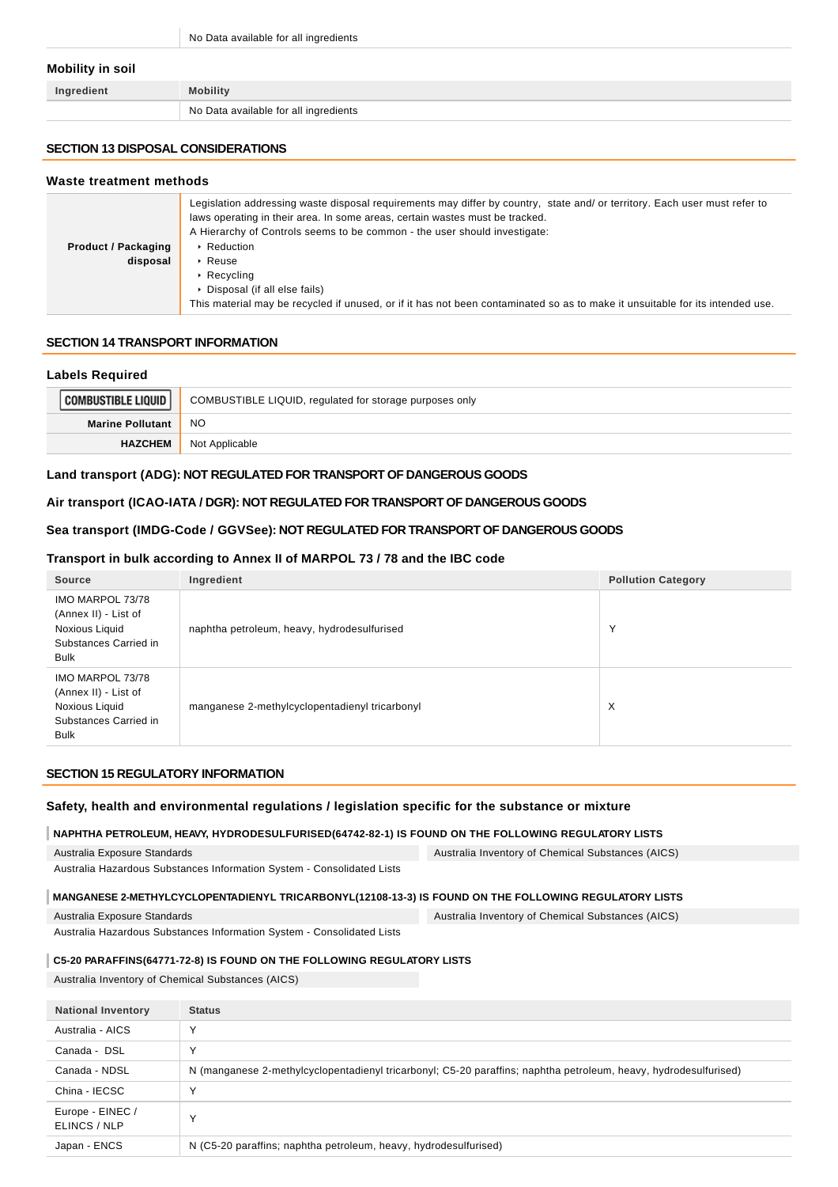| | |
|---|---|
| | No Data available for all ingredients |

### Mobility in soil

| Ingredient | Mobility |
|---|---|
| | No Data available for all ingredients |

## SECTION 13 DISPOSAL CONSIDERATIONS

### Waste treatment methods

| | |
|---|---|
| **Product / Packaging disposal** | Legislation addressing waste disposal requirements may differ by country, state and/ or territory. Each user must refer to laws operating in their area. In some areas, certain wastes must be tracked.<br>A Hierarchy of Controls seems to be common - the user should investigate:<br>▸ Reduction<br>▸ Reuse<br>▸ Recycling<br>▸ Disposal (if all else fails)<br>This material may be recycled if unused, or if it has not been contaminated so as to make it unsuitable for its intended use. |

## SECTION 14 TRANSPORT INFORMATION

### Labels Required

| | |
|---|---|
| COMBUSTIBLE LIQUID | COMBUSTIBLE LIQUID, regulated for storage purposes only |
| **Marine Pollutant** | NO |
| **HAZCHEM** | Not Applicable |

### Land transport (ADG): NOT REGULATED FOR TRANSPORT OF DANGEROUS GOODS

### Air transport (ICAO-IATA / DGR): NOT REGULATED FOR TRANSPORT OF DANGEROUS GOODS

### Sea transport (IMDG-Code / GGVSee): NOT REGULATED FOR TRANSPORT OF DANGEROUS GOODS

### Transport in bulk according to Annex II of MARPOL 73 / 78 and the IBC code

| Source | Ingredient | Pollution Category |
|---|---|---|
| IMO MARPOL 73/78 (Annex II) - List of Noxious Liquid Substances Carried in Bulk | naphtha petroleum, heavy, hydrodesulfurised | Y |
| IMO MARPOL 73/78 (Annex II) - List of Noxious Liquid Substances Carried in Bulk | manganese 2-methylcyclopentadienyl tricarbonyl | X |

## SECTION 15 REGULATORY INFORMATION

### Safety, health and environmental regulations / legislation specific for the substance or mixture

**NAPHTHA PETROLEUM, HEAVY, HYDRODESULFURISED(64742-82-1) IS FOUND ON THE FOLLOWING REGULATORY LISTS**

| | |
|---|---|
| Australia Exposure Standards | Australia Inventory of Chemical Substances (AICS) |
| Australia Hazardous Substances Information System - Consolidated Lists | |

**MANGANESE 2-METHYLCYCLOPENTADIENYL TRICARBONYL(12108-13-3) IS FOUND ON THE FOLLOWING REGULATORY LISTS**

| | |
|---|---|
| Australia Exposure Standards | Australia Inventory of Chemical Substances (AICS) |
| Australia Hazardous Substances Information System - Consolidated Lists | |

**C5-20 PARAFFINS(64771-72-8) IS FOUND ON THE FOLLOWING REGULATORY LISTS**

Australia Inventory of Chemical Substances (AICS)

| National Inventory | Status |
|---|---|
| Australia - AICS | Y |
| Canada - DSL | Y |
| Canada - NDSL | N (manganese 2-methylcyclopentadienyl tricarbonyl; C5-20 paraffins; naphtha petroleum, heavy, hydrodesulfurised) |
| China - IECSC | Y |
| Europe - EINEC / ELINCS / NLP | Y |
| Japan - ENCS | N (C5-20 paraffins; naphtha petroleum, heavy, hydrodesulfurised) |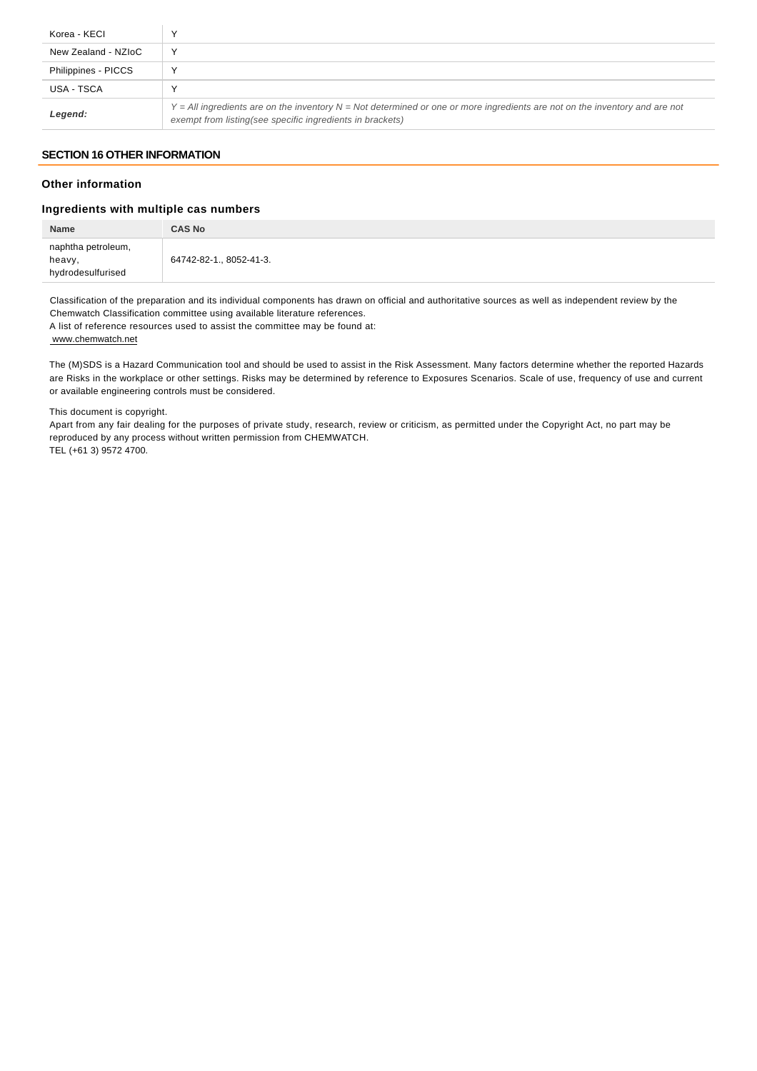| | |
|---|---|
| Korea - KECI | Y |
| New Zealand - NZIoC | Y |
| Philippines - PICCS | Y |
| USA - TSCA | Y |
| ***Legend:*** | *Y = All ingredients are on the inventory N = Not determined or one or more ingredients are not on the inventory and are not exempt from listing(see specific ingredients in brackets)* |

## SECTION 16 OTHER INFORMATION

### Other information

### Ingredients with multiple cas numbers

| Name | CAS No |
|---|---|
| naphtha petroleum, heavy, hydrodesulfurised | 64742-82-1., 8052-41-3. |

Classification of the preparation and its individual components has drawn on official and authoritative sources as well as independent review by the Chemwatch Classification committee using available literature references.
A list of reference resources used to assist the committee may be found at:
www.chemwatch.net

The (M)SDS is a Hazard Communication tool and should be used to assist in the Risk Assessment. Many factors determine whether the reported Hazards are Risks in the workplace or other settings. Risks may be determined by reference to Exposures Scenarios. Scale of use, frequency of use and current or available engineering controls must be considered.

This document is copyright.
Apart from any fair dealing for the purposes of private study, research, review or criticism, as permitted under the Copyright Act, no part may be reproduced by any process without written permission from CHEMWATCH.
TEL (+61 3) 9572 4700.